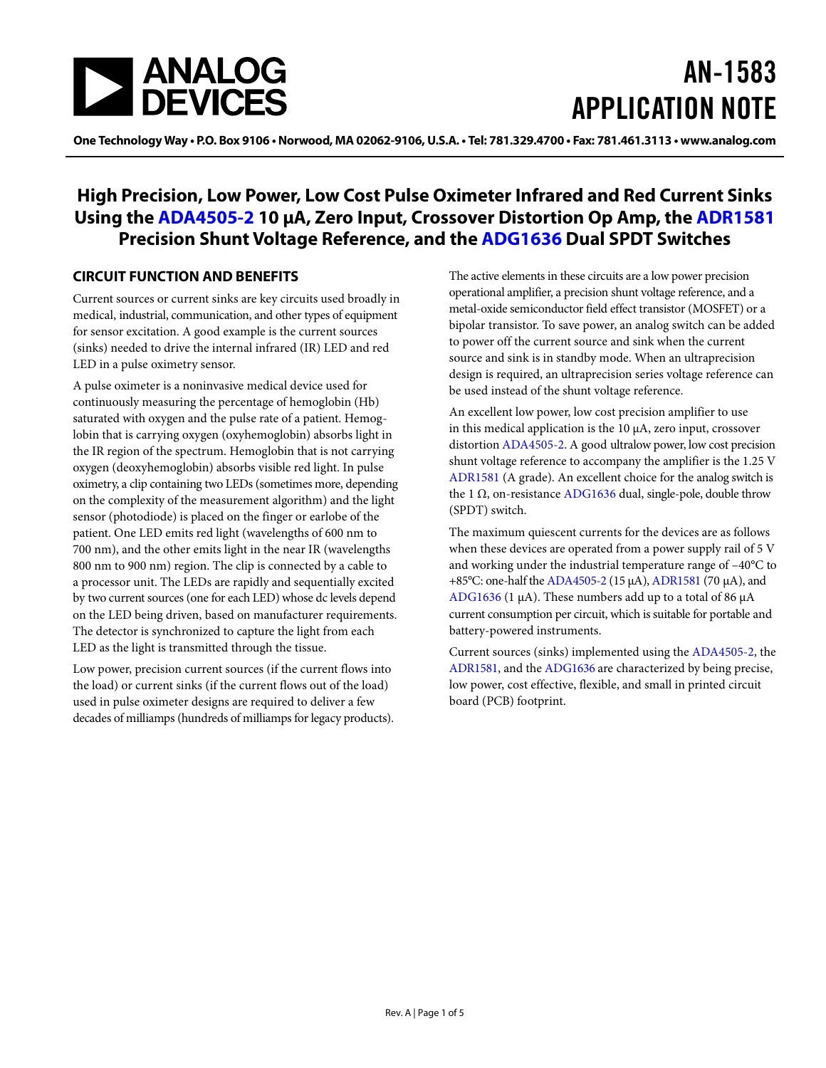# AN-1583 APPLICATION NOTE

One Technology Way • P.O. Box 9106 • Norwood, MA 02062-9106, U.S.A. • Tel: 781.329.4700 • Fax: 781.461.3113 • www.analog.com

## High Precision, Low Power, Low Cost Pulse Oximeter Infrared and Red Current Sinks Using the ADA4505-2 10 μA, Zero Input, Crossover Distortion Op Amp, the ADR1581 Precision Shunt Voltage Reference, and the ADG1636 Dual SPDT Switches

### CIRCUIT FUNCTION AND BENEFITS

Current sources or current sinks are key circuits used broadly in medical, industrial, communication, and other types of equipment for sensor excitation. A good example is the current sources (sinks) needed to drive the internal infrared (IR) LED and red LED in a pulse oximetry sensor.

A pulse oximeter is a noninvasive medical device used for continuously measuring the percentage of hemoglobin (Hb) saturated with oxygen and the pulse rate of a patient. Hemoglobin that is carrying oxygen (oxyhemoglobin) absorbs light in the IR region of the spectrum. Hemoglobin that is not carrying oxygen (deoxyhemoglobin) absorbs visible red light. In pulse oximetry, a clip containing two LEDs (sometimes more, depending on the complexity of the measurement algorithm) and the light sensor (photodiode) is placed on the finger or earlobe of the patient. One LED emits red light (wavelengths of 600 nm to 700 nm), and the other emits light in the near IR (wavelengths 800 nm to 900 nm) region. The clip is connected by a cable to a processor unit. The LEDs are rapidly and sequentially excited by two current sources (one for each LED) whose dc levels depend on the LED being driven, based on manufacturer requirements. The detector is synchronized to capture the light from each LED as the light is transmitted through the tissue.

Low power, precision current sources (if the current flows into the load) or current sinks (if the current flows out of the load) used in pulse oximeter designs are required to deliver a few decades of milliamps (hundreds of milliamps for legacy products).

The active elements in these circuits are a low power precision operational amplifier, a precision shunt voltage reference, and a metal-oxide semiconductor field effect transistor (MOSFET) or a bipolar transistor. To save power, an analog switch can be added to power off the current source and sink when the current source and sink is in standby mode. When an ultraprecision design is required, an ultraprecision series voltage reference can be used instead of the shunt voltage reference.

An excellent low power, low cost precision amplifier to use in this medical application is the 10 μA, zero input, crossover distortion ADA4505-2. A good ultralow power, low cost precision shunt voltage reference to accompany the amplifier is the 1.25 V ADR1581 (A grade). An excellent choice for the analog switch is the 1 Ω, on-resistance ADG1636 dual, single-pole, double throw (SPDT) switch.

The maximum quiescent currents for the devices are as follows when these devices are operated from a power supply rail of 5 V and working under the industrial temperature range of −40°C to +85°C: one-half the ADA4505-2 (15 μA), ADR1581 (70 μA), and ADG1636 (1 μA). These numbers add up to a total of 86 μA current consumption per circuit, which is suitable for portable and battery-powered instruments.

Current sources (sinks) implemented using the ADA4505-2, the ADR1581, and the ADG1636 are characterized by being precise, low power, cost effective, flexible, and small in printed circuit board (PCB) footprint.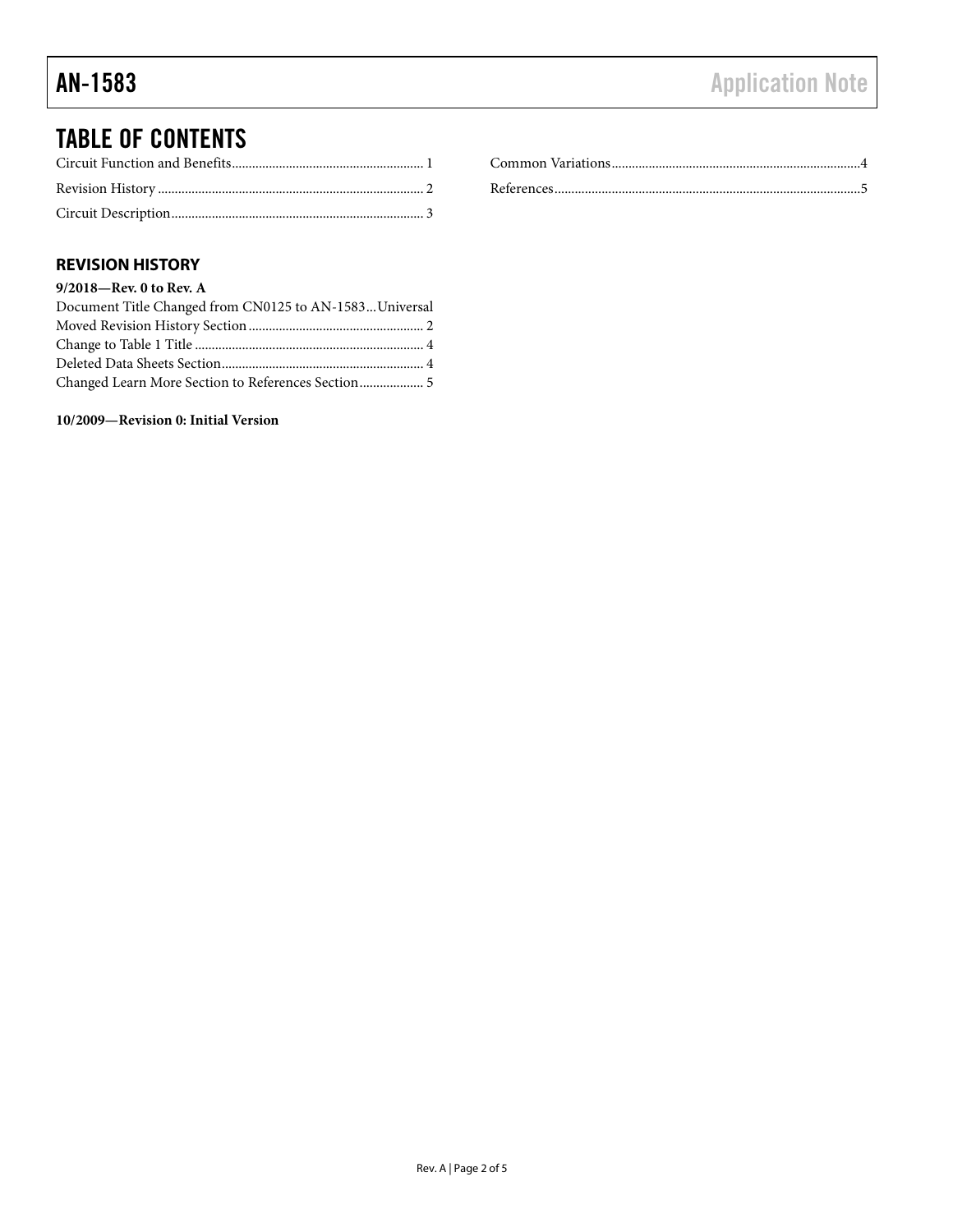# TABLE OF CONTENTS

Circuit Function and Benefits........................................................ 1

Revision History .............................................................................. 2

Circuit Description.......................................................................... 3

Common Variations.........................................................................4

References..........................................................................................5

## REVISION HISTORY

**9/2018—Rev. 0 to Rev. A**

Document Title Changed from CN0125 to AN-1583...Universal

Moved Revision History Section .................................................... 2

Change to Table 1 Title ................................................................... 4

Deleted Data Sheets Section............................................................ 4

Changed Learn More Section to References Section................... 5

**10/2009—Revision 0: Initial Version**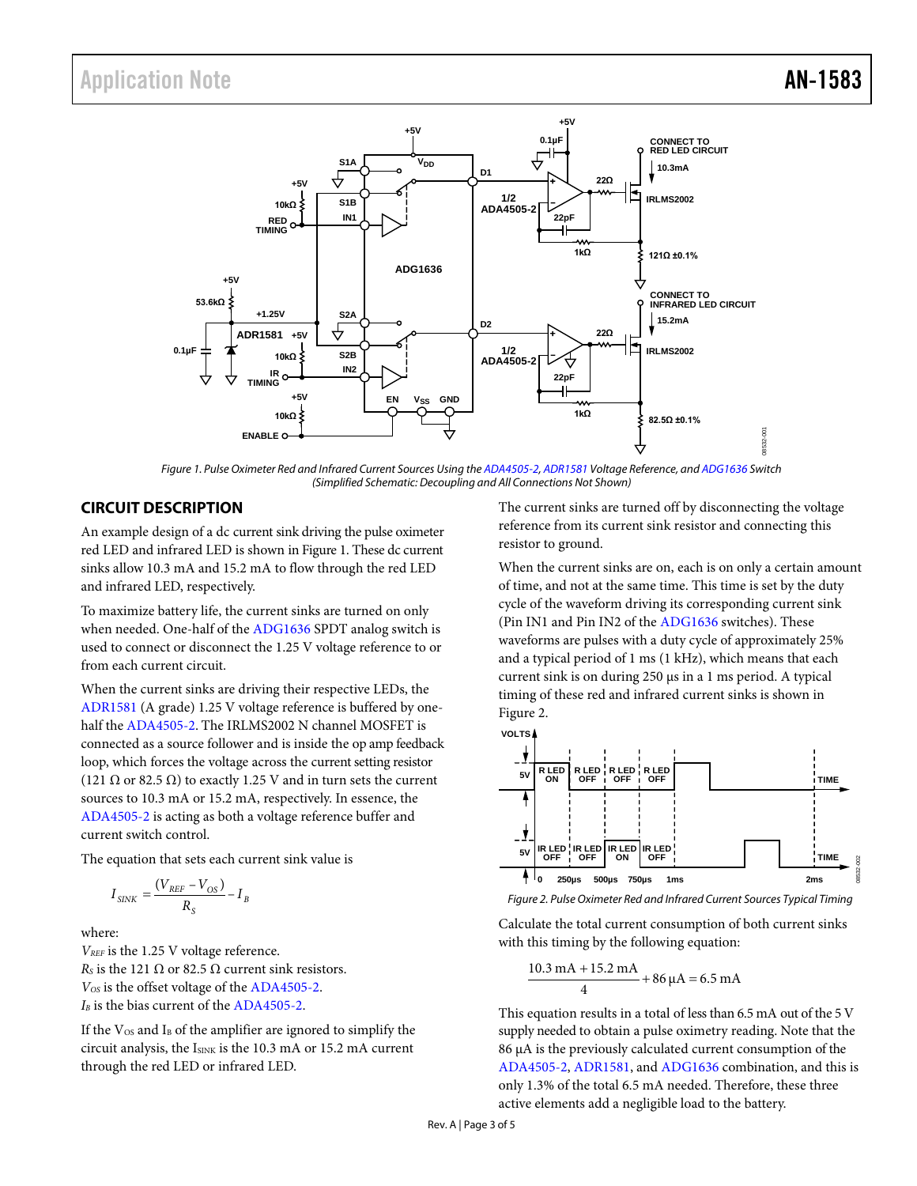Figure 1. Pulse Oximeter Red and Infrared Current Sources Using the ADA4505-2, ADR1581 Voltage Reference, and ADG1636 Switch (Simplified Schematic: Decoupling and All Connections Not Shown)

## CIRCUIT DESCRIPTION

An example design of a dc current sink driving the pulse oximeter red LED and infrared LED is shown in Figure 1. These dc current sinks allow 10.3 mA and 15.2 mA to flow through the red LED and infrared LED, respectively.

To maximize battery life, the current sinks are turned on only when needed. One-half of the ADG1636 SPDT analog switch is used to connect or disconnect the 1.25 V voltage reference to or from each current circuit.

When the current sinks are driving their respective LEDs, the ADR1581 (A grade) 1.25 V voltage reference is buffered by one-half the ADA4505-2. The IRLMS2002 N channel MOSFET is connected as a source follower and is inside the op amp feedback loop, which forces the voltage across the current setting resistor (121 Ω or 82.5 Ω) to exactly 1.25 V and in turn sets the current sources to 10.3 mA or 15.2 mA, respectively. In essence, the ADA4505-2 is acting as both a voltage reference buffer and current switch control.

The equation that sets each current sink value is

$$I_{SINK} = \frac{(V_{REF} - V_{OS})}{R_S} - I_B$$

where:
$V_{REF}$ is the 1.25 V voltage reference.
$R_S$ is the 121 Ω or 82.5 Ω current sink resistors.
$V_{OS}$ is the offset voltage of the ADA4505-2.
$I_B$ is the bias current of the ADA4505-2.

If the $V_{OS}$ and $I_B$ of the amplifier are ignored to simplify the circuit analysis, the $I_{SINK}$ is the 10.3 mA or 15.2 mA current through the red LED or infrared LED.

The current sinks are turned off by disconnecting the voltage reference from its current sink resistor and connecting this resistor to ground.

When the current sinks are on, each is on only a certain amount of time, and not at the same time. This time is set by the duty cycle of the waveform driving its corresponding current sink (Pin IN1 and Pin IN2 of the ADG1636 switches). These waveforms are pulses with a duty cycle of approximately 25% and a typical period of 1 ms (1 kHz), which means that each current sink is on during 250 µs in a 1 ms period. A typical timing of these red and infrared current sinks is shown in Figure 2.

Figure 2. Pulse Oximeter Red and Infrared Current Sources Typical Timing

Calculate the total current consumption of both current sinks with this timing by the following equation:

$$\frac{10.3\ \text{mA} + 15.2\ \text{mA}}{4} + 86\ \mu\text{A} = 6.5\ \text{mA}$$

This equation results in a total of less than 6.5 mA out of the 5 V supply needed to obtain a pulse oximetry reading. Note that the 86 µA is the previously calculated current consumption of the ADA4505-2, ADR1581, and ADG1636 combination, and this is only 1.3% of the total 6.5 mA needed. Therefore, these three active elements add a negligible load to the battery.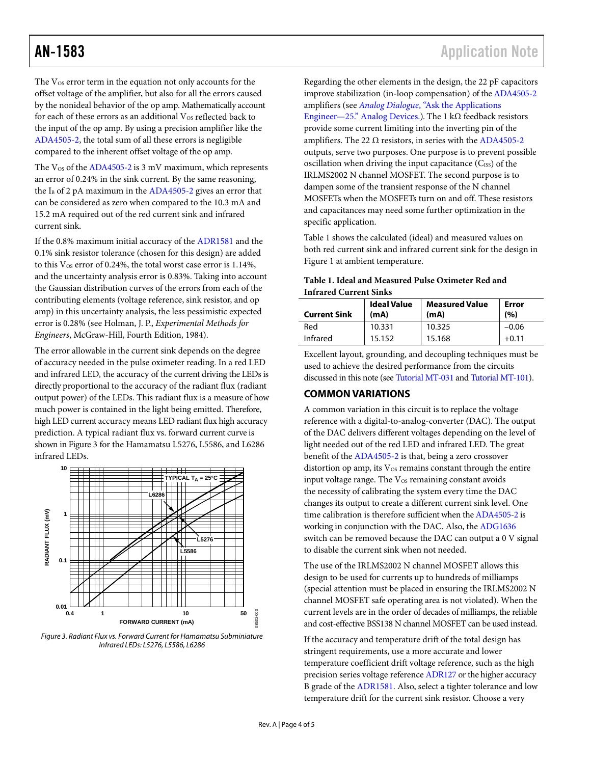The $V_{OS}$ error term in the equation not only accounts for the offset voltage of the amplifier, but also for all the errors caused by the nonideal behavior of the op amp. Mathematically account for each of these errors as an additional $V_{OS}$ reflected back to the input of the op amp. By using a precision amplifier like the ADA4505-2, the total sum of all these errors is negligible compared to the inherent offset voltage of the op amp.

The $V_{OS}$ of the ADA4505-2 is 3 mV maximum, which represents an error of 0.24% in the sink current. By the same reasoning, the $I_B$ of 2 pA maximum in the ADA4505-2 gives an error that can be considered as zero when compared to the 10.3 mA and 15.2 mA required out of the red current sink and infrared current sink.

If the 0.8% maximum initial accuracy of the ADR1581 and the 0.1% sink resistor tolerance (chosen for this design) are added to this $V_{OS}$ error of 0.24%, the total worst case error is 1.14%, and the uncertainty analysis error is 0.83%. Taking into account the Gaussian distribution curves of the errors from each of the contributing elements (voltage reference, sink resistor, and op amp) in this uncertainty analysis, the less pessimistic expected error is 0.28% (see Holman, J. P., *Experimental Methods for Engineers*, McGraw-Hill, Fourth Edition, 1984).

The error allowable in the current sink depends on the degree of accuracy needed in the pulse oximeter reading. In a red LED and infrared LED, the accuracy of the current driving the LEDs is directly proportional to the accuracy of the radiant flux (radiant output power) of the LEDs. This radiant flux is a measure of how much power is contained in the light being emitted. Therefore, high LED current accuracy means LED radiant flux high accuracy prediction. A typical radiant flux vs. forward current curve is shown in Figure 3 for the Hamamatsu L5276, L5586, and L6286 infrared LEDs.

*Figure 3. Radiant Flux vs. Forward Current for Hamamatsu Subminiature Infrared LEDs: L5276, L5586, L6286*

Regarding the other elements in the design, the 22 pF capacitors improve stabilization (in-loop compensation) of the ADA4505-2 amplifiers (see *Analog Dialogue*, "Ask the Applications Engineer—25." Analog Devices.). The 1 kΩ feedback resistors provide some current limiting into the inverting pin of the amplifiers. The 22 Ω resistors, in series with the ADA4505-2 outputs, serve two purposes. One purpose is to prevent possible oscillation when driving the input capacitance ($C_{ISS}$) of the IRLMS2002 N channel MOSFET. The second purpose is to dampen some of the transient response of the N channel MOSFETs when the MOSFETs turn on and off. These resistors and capacitances may need some further optimization in the specific application.

Table 1 shows the calculated (ideal) and measured values on both red current sink and infrared current sink for the design in Figure 1 at ambient temperature.

**Table 1. Ideal and Measured Pulse Oximeter Red and Infrared Current Sinks**

| Current Sink | Ideal Value (mA) | Measured Value (mA) | Error (%) |
|---|---|---|---|
| Red | 10.331 | 10.325 | −0.06 |
| Infrared | 15.152 | 15.168 | +0.11 |

Excellent layout, grounding, and decoupling techniques must be used to achieve the desired performance from the circuits discussed in this note (see Tutorial MT-031 and Tutorial MT-101).

## COMMON VARIATIONS

A common variation in this circuit is to replace the voltage reference with a digital-to-analog-converter (DAC). The output of the DAC delivers different voltages depending on the level of light needed out of the red LED and infrared LED. The great benefit of the ADA4505-2 is that, being a zero crossover distortion op amp, its $V_{OS}$ remains constant through the entire input voltage range. The $V_{OS}$ remaining constant avoids the necessity of calibrating the system every time the DAC changes its output to create a different current sink level. One time calibration is therefore sufficient when the ADA4505-2 is working in conjunction with the DAC. Also, the ADG1636 switch can be removed because the DAC can output a 0 V signal to disable the current sink when not needed.

The use of the IRLMS2002 N channel MOSFET allows this design to be used for currents up to hundreds of milliamps (special attention must be placed in ensuring the IRLMS2002 N channel MOSFET safe operating area is not violated). When the current levels are in the order of decades of milliamps, the reliable and cost-effective BSS138 N channel MOSFET can be used instead.

If the accuracy and temperature drift of the total design has stringent requirements, use a more accurate and lower temperature coefficient drift voltage reference, such as the high precision series voltage reference ADR127 or the higher accuracy B grade of the ADR1581. Also, select a tighter tolerance and low temperature drift for the current sink resistor. Choose a very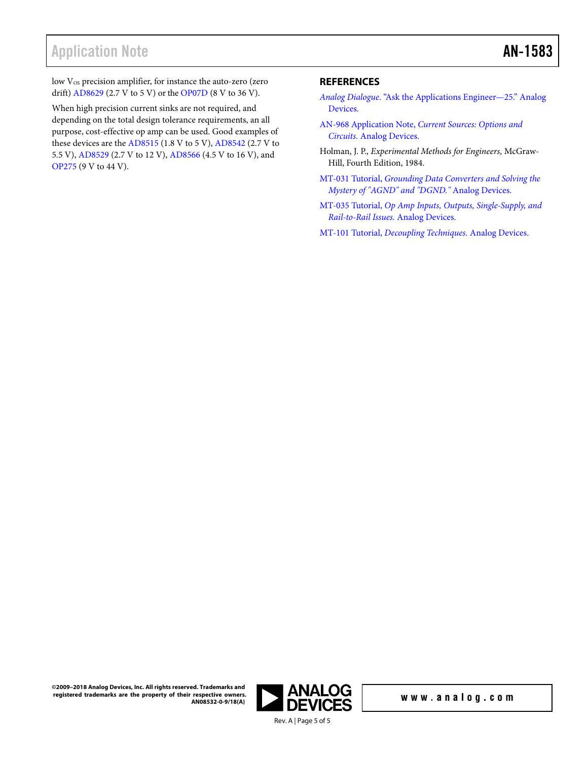low $V_{OS}$ precision amplifier, for instance the auto-zero (zero drift) AD8629 (2.7 V to 5 V) or the OP07D (8 V to 36 V).

When high precision current sinks are not required, and depending on the total design tolerance requirements, an all purpose, cost-effective op amp can be used. Good examples of these devices are the AD8515 (1.8 V to 5 V), AD8542 (2.7 V to 5.5 V), AD8529 (2.7 V to 12 V), AD8566 (4.5 V to 16 V), and OP275 (9 V to 44 V).

## REFERENCES

*Analog Dialogue*. "Ask the Applications Engineer—25." Analog Devices.

AN-968 Application Note, *Current Sources: Options and Circuits.* Analog Devices.

Holman, J. P., *Experimental Methods for Engineers,* McGraw-Hill, Fourth Edition, 1984.

MT-031 Tutorial, *Grounding Data Converters and Solving the Mystery of "AGND" and "DGND."* Analog Devices.

MT-035 Tutorial, *Op Amp Inputs, Outputs, Single-Supply, and Rail-to-Rail Issues.* Analog Devices.

MT-101 Tutorial, *Decoupling Techniques.* Analog Devices.

**©2009–2018 Analog Devices, Inc. All rights reserved. Trademarks and registered trademarks are the property of their respective owners. AN08532-0-9/18(A)**